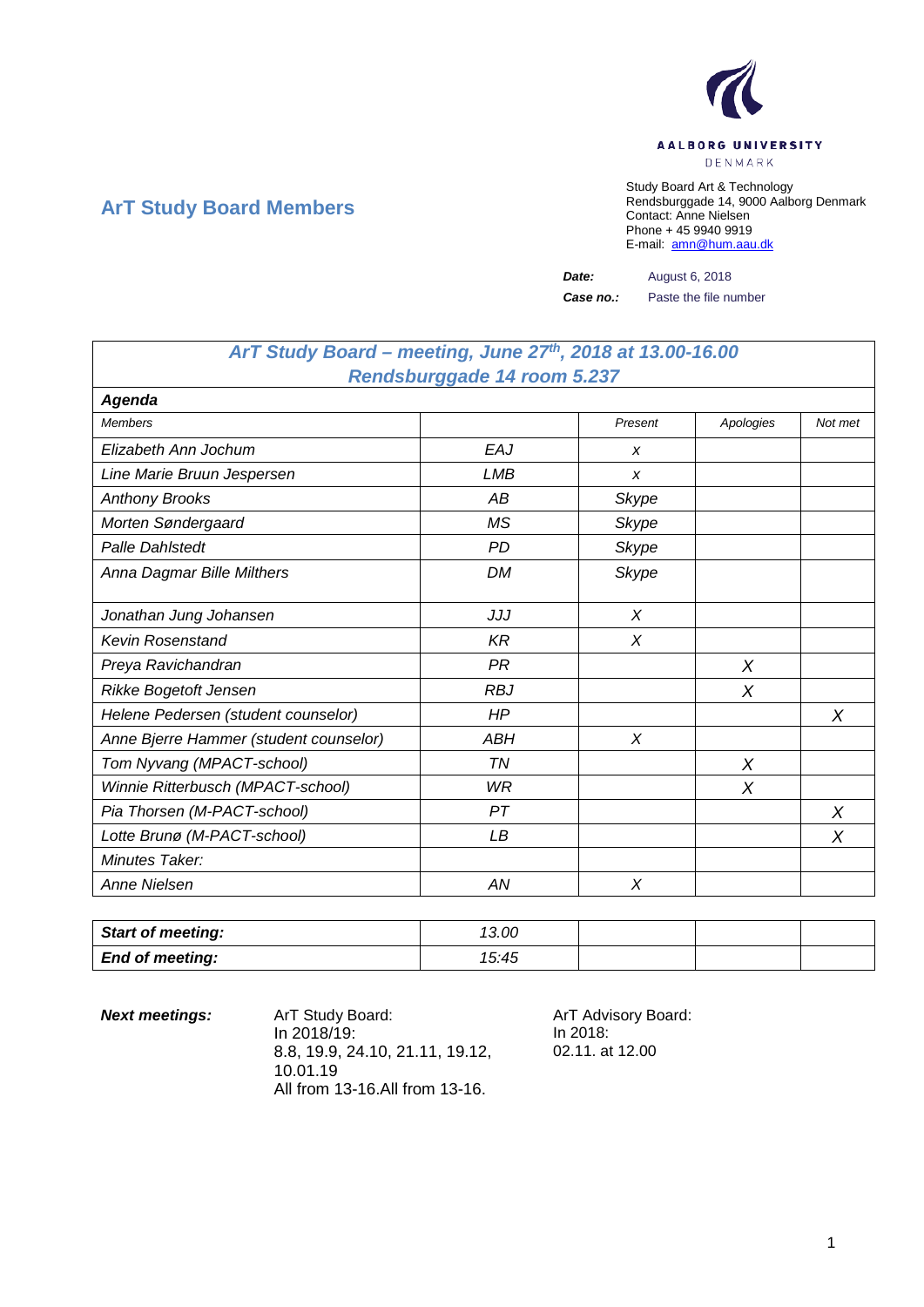AALBORG UNIVERSITY
DENMARK

## ArT Study Board Members

Study Board Art & Technology
Rendsburggade 14, 9000 Aalborg Denmark
Contact: Anne Nielsen
Phone + 45 9940 9919
E-mail: amn@hum.aau.dk

***Date:*** August 6, 2018

***Case no.:*** Paste the file number

| ***ArT Study Board – meeting, June 27th, 2018 at 13.00-16.00 Rendsburggade 14 room 5.237*** | | | | |
|---|---|---|---|---|
| ***Agenda*** | | | | |
| *Members* | | *Present* | *Apologies* | *Not met* |
| *Elizabeth Ann Jochum* | *EAJ* | *x* | | |
| *Line Marie Bruun Jespersen* | *LMB* | *x* | | |
| *Anthony Brooks* | *AB* | *Skype* | | |
| *Morten Søndergaard* | *MS* | *Skype* | | |
| *Palle Dahlstedt* | *PD* | *Skype* | | |
| *Anna Dagmar Bille Milthers* | *DM* | *Skype* | | |
| *Jonathan Jung Johansen* | *JJJ* | *X* | | |
| *Kevin Rosenstand* | *KR* | *X* | | |
| *Preya Ravichandran* | *PR* | | *X* | |
| *Rikke Bogetoft Jensen* | *RBJ* | | *X* | |
| *Helene Pedersen (student counselor)* | *HP* | | | *X* |
| *Anne Bjerre Hammer (student counselor)* | *ABH* | *X* | | |
| *Tom Nyvang (MPACT-school)* | *TN* | | *X* | |
| *Winnie Ritterbusch (MPACT-school)* | *WR* | | *X* | |
| *Pia Thorsen (M-PACT-school)* | *PT* | | | *X* |
| *Lotte Brunø (M-PACT-school)* | *LB* | | | *X* |
| *Minutes Taker:* | | | | |
| *Anne Nielsen* | *AN* | *X* | | |

| ***Start of meeting:*** | *13.00* | | | |
|---|---|---|---|---|
| ***End of meeting:*** | *15:45* | | | |

***Next meetings:***

ArT Study Board:
In 2018/19:
8.8, 19.9, 24.10, 21.11, 19.12, 10.01.19
All from 13-16.All from 13-16.

ArT Advisory Board:
In 2018:
02.11. at 12.00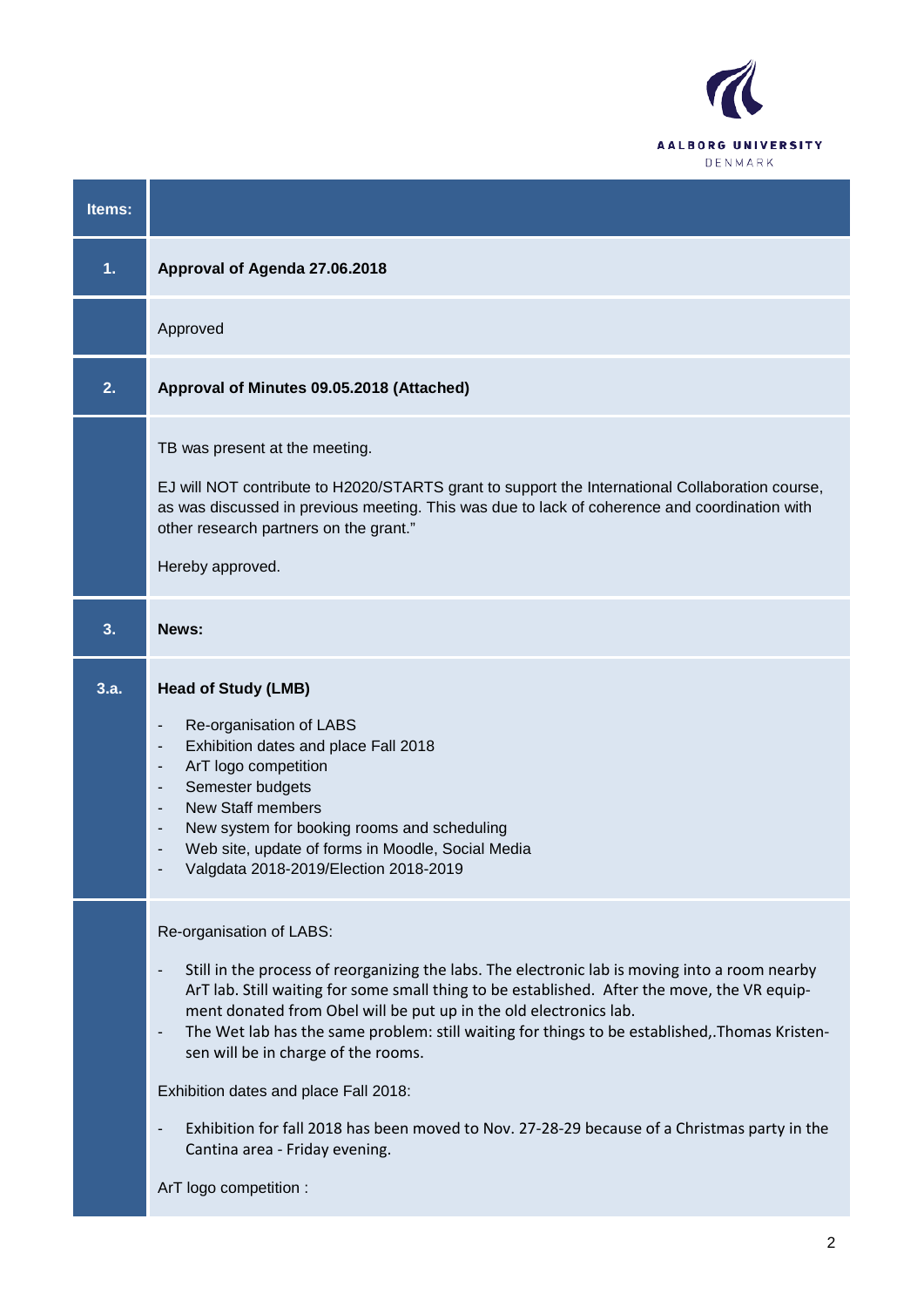| Items: | |
|---|---|
| **1.** | **Approval of Agenda 27.06.2018** |
| | Approved |
| **2.** | **Approval of Minutes 09.05.2018 (Attached)** |
| | TB was present at the meeting.<br><br>EJ will NOT contribute to H2020/STARTS grant to support the International Collaboration course, as was discussed in previous meeting. This was due to lack of coherence and coordination with other research partners on the grant."<br><br>Hereby approved. |
| **3.** | **News:** |
| **3.a.** | **Head of Study (LMB)**<br><br>- Re-organisation of LABS<br>- Exhibition dates and place Fall 2018<br>- ArT logo competition<br>- Semester budgets<br>- New Staff members<br>- New system for booking rooms and scheduling<br>- Web site, update of forms in Moodle, Social Media<br>- Valgdata 2018-2019/Election 2018-2019 |
| | Re-organisation of LABS:<br><br>- Still in the process of reorganizing the labs. The electronic lab is moving into a room nearby ArT lab. Still waiting for some small thing to be established. After the move, the VR equipment donated from Obel will be put up in the old electronics lab.<br>- The Wet lab has the same problem: still waiting for things to be established,.Thomas Kristensen will be in charge of the rooms.<br><br>Exhibition dates and place Fall 2018:<br><br>- Exhibition for fall 2018 has been moved to Nov. 27-28-29 because of a Christmas party in the Cantina area - Friday evening.<br><br>ArT logo competition : |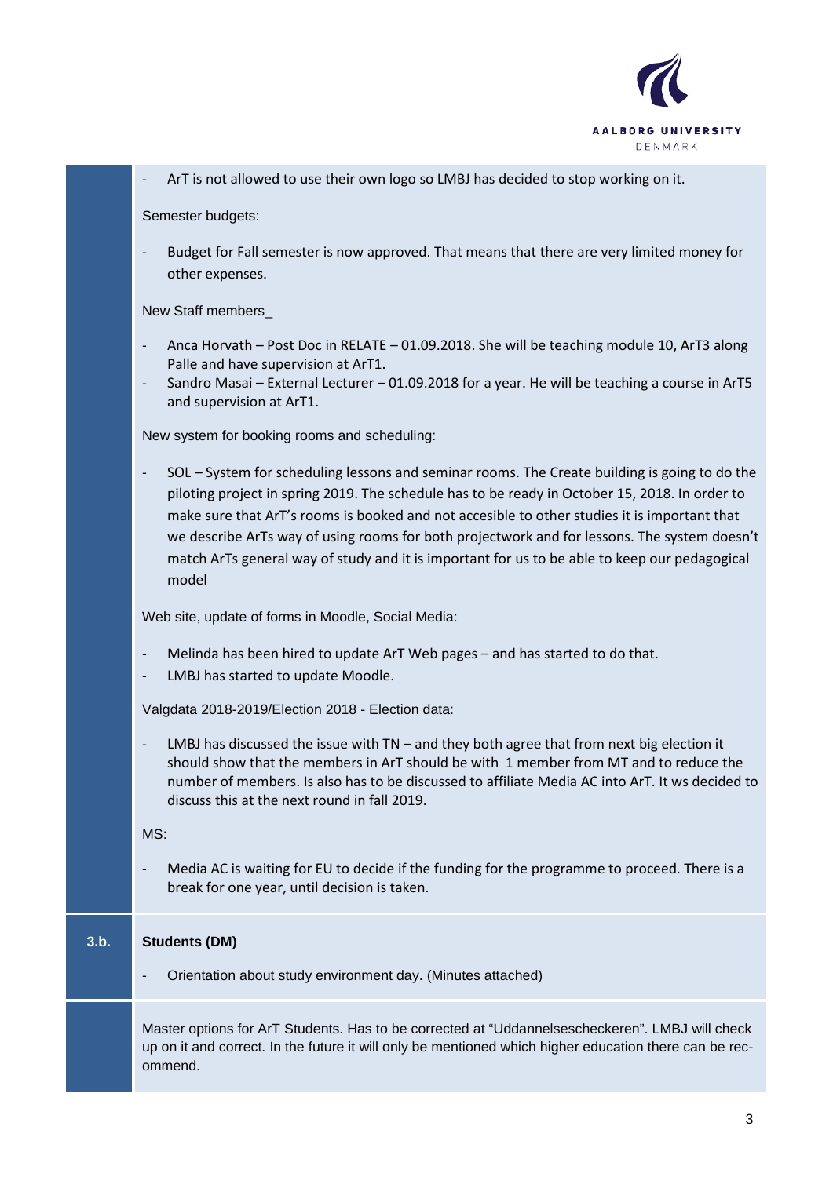- ArT is not allowed to use their own logo so LMBJ has decided to stop working on it.

Semester budgets:

- Budget for Fall semester is now approved. That means that there are very limited money for other expenses.

New Staff members_

- Anca Horvath – Post Doc in RELATE – 01.09.2018. She will be teaching module 10, ArT3 along Palle and have supervision at ArT1.
- Sandro Masai – External Lecturer – 01.09.2018 for a year. He will be teaching a course in ArT5 and supervision at ArT1.

New system for booking rooms and scheduling:

- SOL – System for scheduling lessons and seminar rooms. The Create building is going to do the piloting project in spring 2019. The schedule has to be ready in October 15, 2018. In order to make sure that ArT's rooms is booked and not accesible to other studies it is important that we describe ArTs way of using rooms for both projectwork and for lessons. The system doesn't match ArTs general way of study and it is important for us to be able to keep our pedagogical model

Web site, update of forms in Moodle, Social Media:

- Melinda has been hired to update ArT Web pages – and has started to do that.
- LMBJ has started to update Moodle.

Valgdata 2018-2019/Election 2018 - Election data:

- LMBJ has discussed the issue with TN – and they both agree that from next big election it should show that the members in ArT should be with 1 member from MT and to reduce the number of members. Is also has to be discussed to affiliate Media AC into ArT. It ws decided to discuss this at the next round in fall 2019.

MS:

- Media AC is waiting for EU to decide if the funding for the programme to proceed. There is a break for one year, until decision is taken.

**3.b.** **Students (DM)**

- Orientation about study environment day. (Minutes attached)

Master options for ArT Students. Has to be corrected at "Uddannelsescheckeren". LMBJ will check up on it and correct. In the future it will only be mentioned which higher education there can be recommend.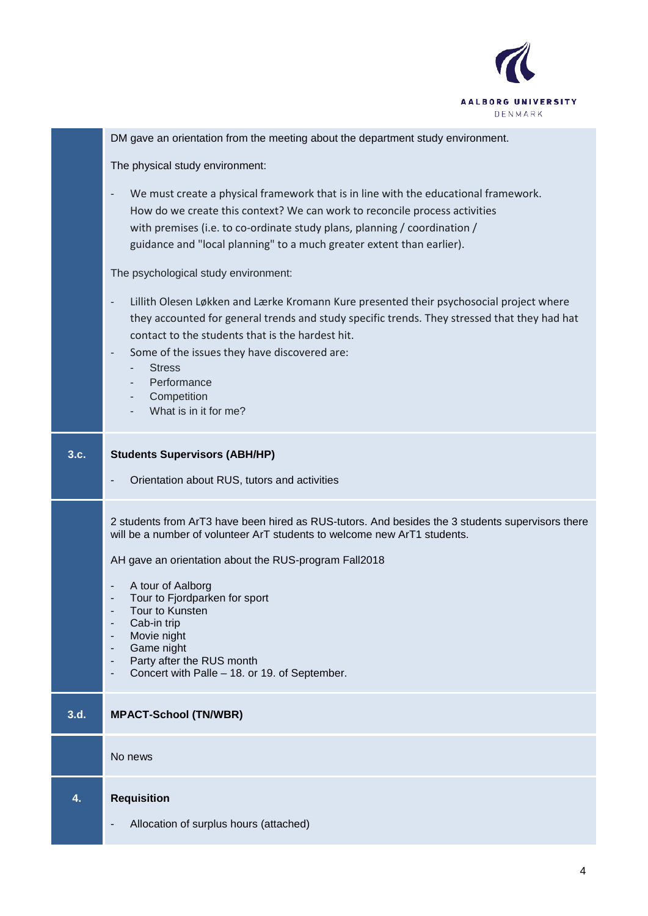DM gave an orientation from the meeting about the department study environment.

The physical study environment:

- We must create a physical framework that is in line with the educational framework. How do we create this context? We can work to reconcile process activities with premises (i.e. to co-ordinate study plans, planning / coordination / guidance and "local planning" to a much greater extent than earlier).

The psychological study environment:

- Lillith Olesen Løkken and Lærke Kromann Kure presented their psychosocial project where they accounted for general trends and study specific trends. They stressed that they had hat contact to the students that is the hardest hit.
- Some of the issues they have discovered are:
  - Stress
  - Performance
  - Competition
  - What is in it for me?

**3.c. Students Supervisors (ABH/HP)**

- Orientation about RUS, tutors and activities

2 students from ArT3 have been hired as RUS-tutors. And besides the 3 students supervisors there will be a number of volunteer ArT students to welcome new ArT1 students.

AH gave an orientation about the RUS-program Fall2018

- A tour of Aalborg
- Tour to Fjordparken for sport
- Tour to Kunsten
- Cab-in trip
- Movie night
- Game night
- Party after the RUS month
- Concert with Palle – 18. or 19. of September.

**3.d. MPACT-School (TN/WBR)**

No news

**4. Requisition**

- Allocation of surplus hours (attached)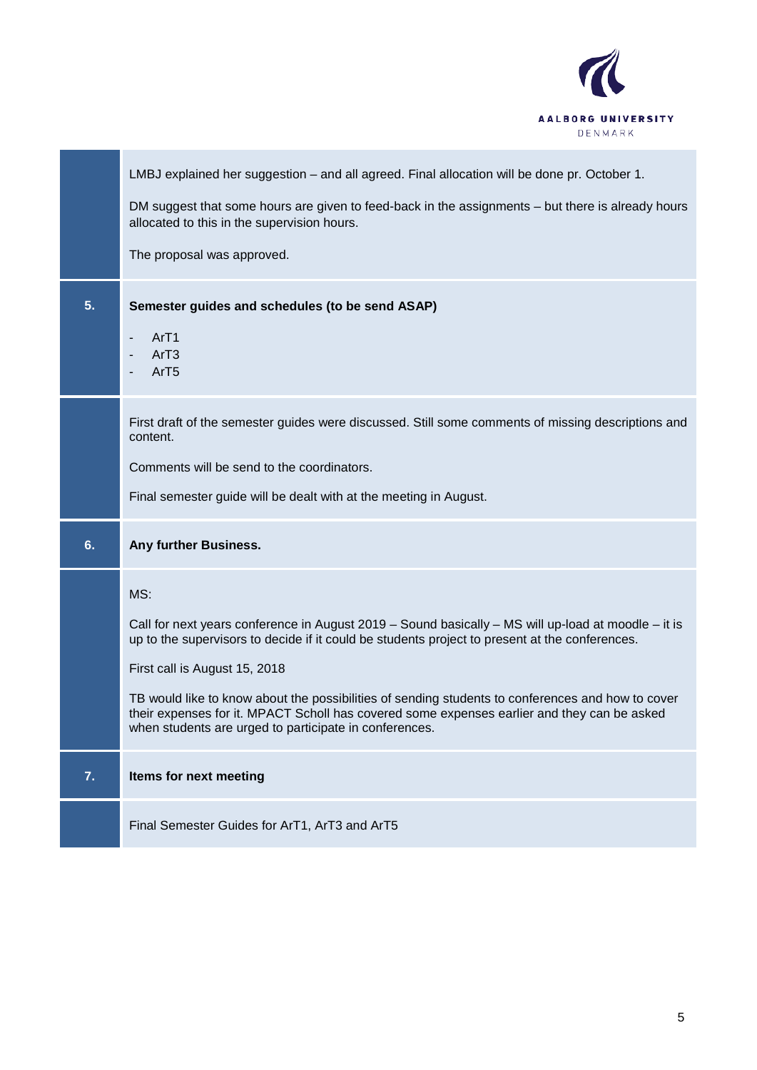|  |  |
|---|---|
|  | LMBJ explained her suggestion – and all agreed. Final allocation will be done pr. October 1.<br><br>DM suggest that some hours are given to feed-back in the assignments – but there is already hours allocated to this in the supervision hours.<br><br>The proposal was approved. |
| **5.** | **Semester guides and schedules (to be send ASAP)**<br><br>- ArT1<br>- ArT3<br>- ArT5 |
|  | First draft of the semester guides were discussed. Still some comments of missing descriptions and content.<br><br>Comments will be send to the coordinators.<br><br>Final semester guide will be dealt with at the meeting in August. |
| **6.** | **Any further Business.** |
|  | MS:<br><br>Call for next years conference in August 2019 – Sound basically – MS will up-load at moodle – it is up to the supervisors to decide if it could be students project to present at the conferences.<br><br>First call is August 15, 2018<br><br>TB would like to know about the possibilities of sending students to conferences and how to cover their expenses for it. MPACT Scholl has covered some expenses earlier and they can be asked when students are urged to participate in conferences. |
| **7.** | **Items for next meeting** |
|  | Final Semester Guides for ArT1, ArT3 and ArT5 |